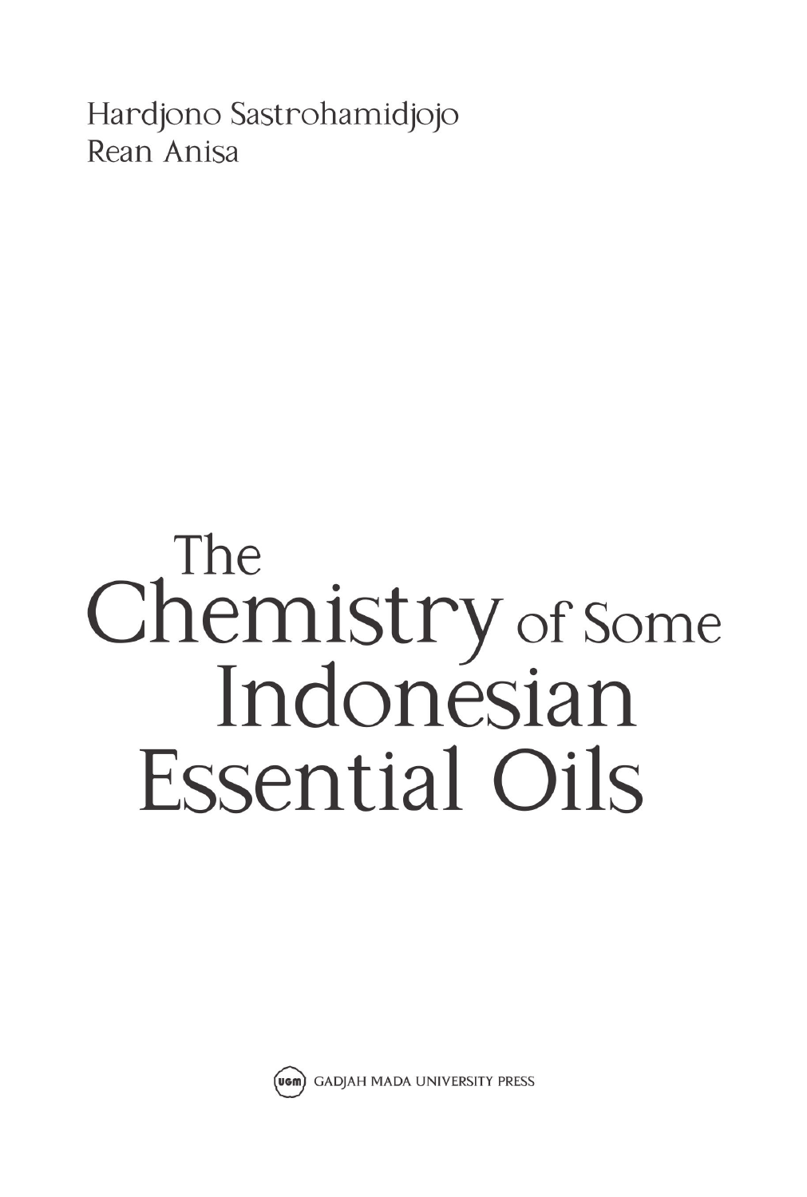Hardjono Sastrohamidjojo
Rean Anisa

# The Chemistry of Some Indonesian Essential Oils

GADJAH MADA UNIVERSITY PRESS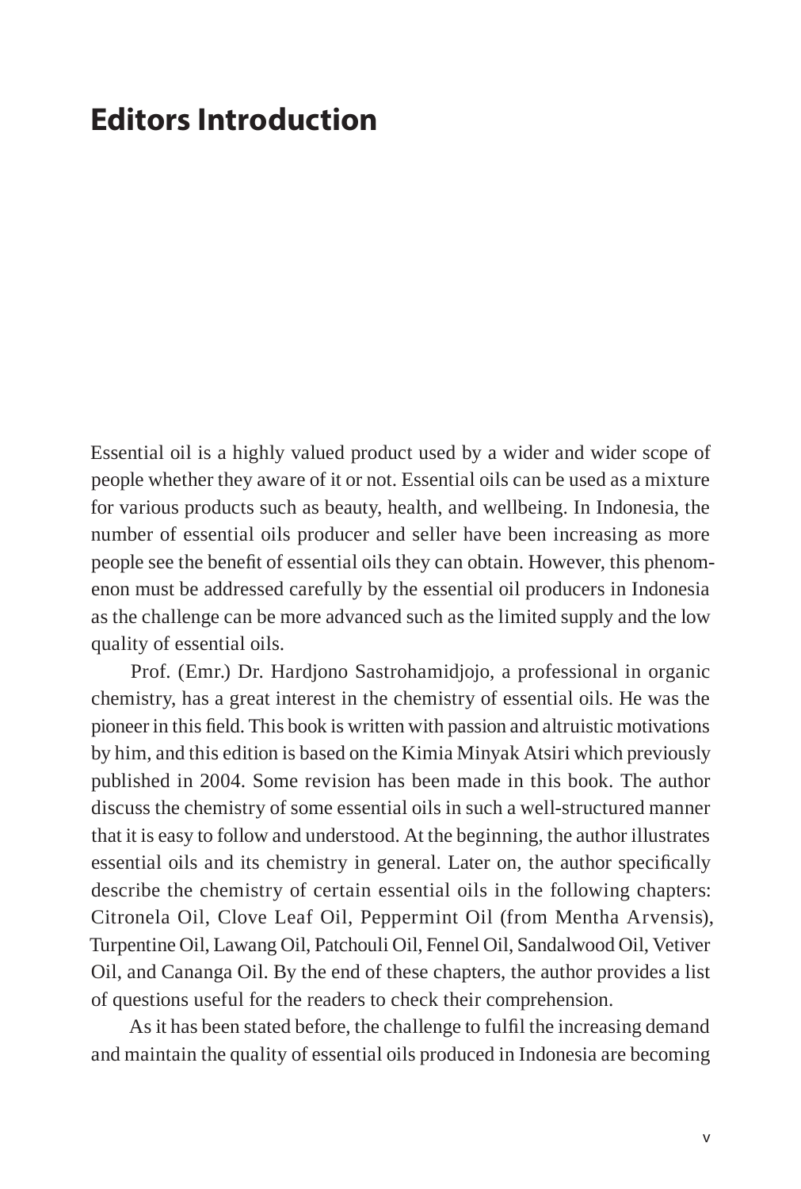# Editors Introduction

Essential oil is a highly valued product used by a wider and wider scope of people whether they aware of it or not. Essential oils can be used as a mixture for various products such as beauty, health, and wellbeing. In Indonesia, the number of essential oils producer and seller have been increasing as more people see the benefit of essential oils they can obtain. However, this phenomenon must be addressed carefully by the essential oil producers in Indonesia as the challenge can be more advanced such as the limited supply and the low quality of essential oils.

Prof. (Emr.) Dr. Hardjono Sastrohamidjojo, a professional in organic chemistry, has a great interest in the chemistry of essential oils. He was the pioneer in this field. This book is written with passion and altruistic motivations by him, and this edition is based on the Kimia Minyak Atsiri which previously published in 2004. Some revision has been made in this book. The author discuss the chemistry of some essential oils in such a well-structured manner that it is easy to follow and understood. At the beginning, the author illustrates essential oils and its chemistry in general. Later on, the author specifically describe the chemistry of certain essential oils in the following chapters: Citronela Oil, Clove Leaf Oil, Peppermint Oil (from Mentha Arvensis), Turpentine Oil, Lawang Oil, Patchouli Oil, Fennel Oil, Sandalwood Oil, Vetiver Oil, and Cananga Oil. By the end of these chapters, the author provides a list of questions useful for the readers to check their comprehension.

As it has been stated before, the challenge to fulfil the increasing demand and maintain the quality of essential oils produced in Indonesia are becoming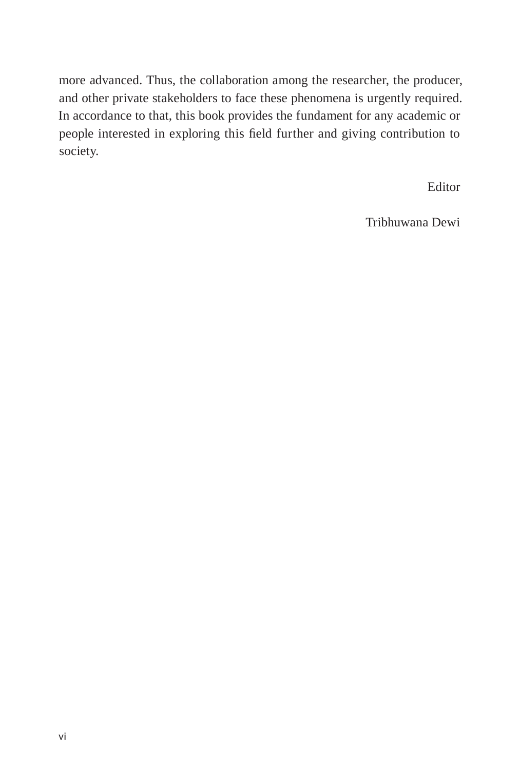more advanced. Thus, the collaboration among the researcher, the producer, and other private stakeholders to face these phenomena is urgently required. In accordance to that, this book provides the fundament for any academic or people interested in exploring this field further and giving contribution to society.

Editor

Tribhuwana Dewi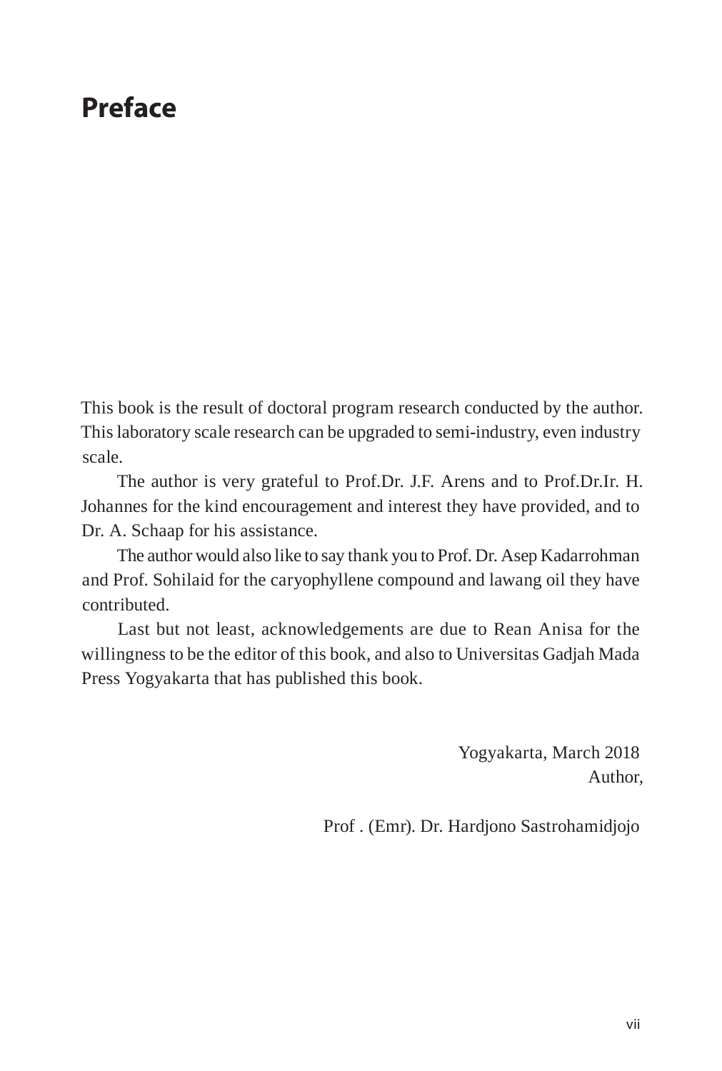# Preface

This book is the result of doctoral program research conducted by the author. This laboratory scale research can be upgraded to semi-industry, even industry scale.

The author is very grateful to Prof.Dr. J.F. Arens and to Prof.Dr.Ir. H. Johannes for the kind encouragement and interest they have provided, and to Dr. A. Schaap for his assistance.

The author would also like to say thank you to Prof. Dr. Asep Kadarrohman and Prof. Sohilaid for the caryophyllene compound and lawang oil they have contributed.

Last but not least, acknowledgements are due to Rean Anisa for the willingness to be the editor of this book, and also to Universitas Gadjah Mada Press Yogyakarta that has published this book.

Yogyakarta, March 2018
Author,

Prof . (Emr). Dr. Hardjono Sastrohamidjojo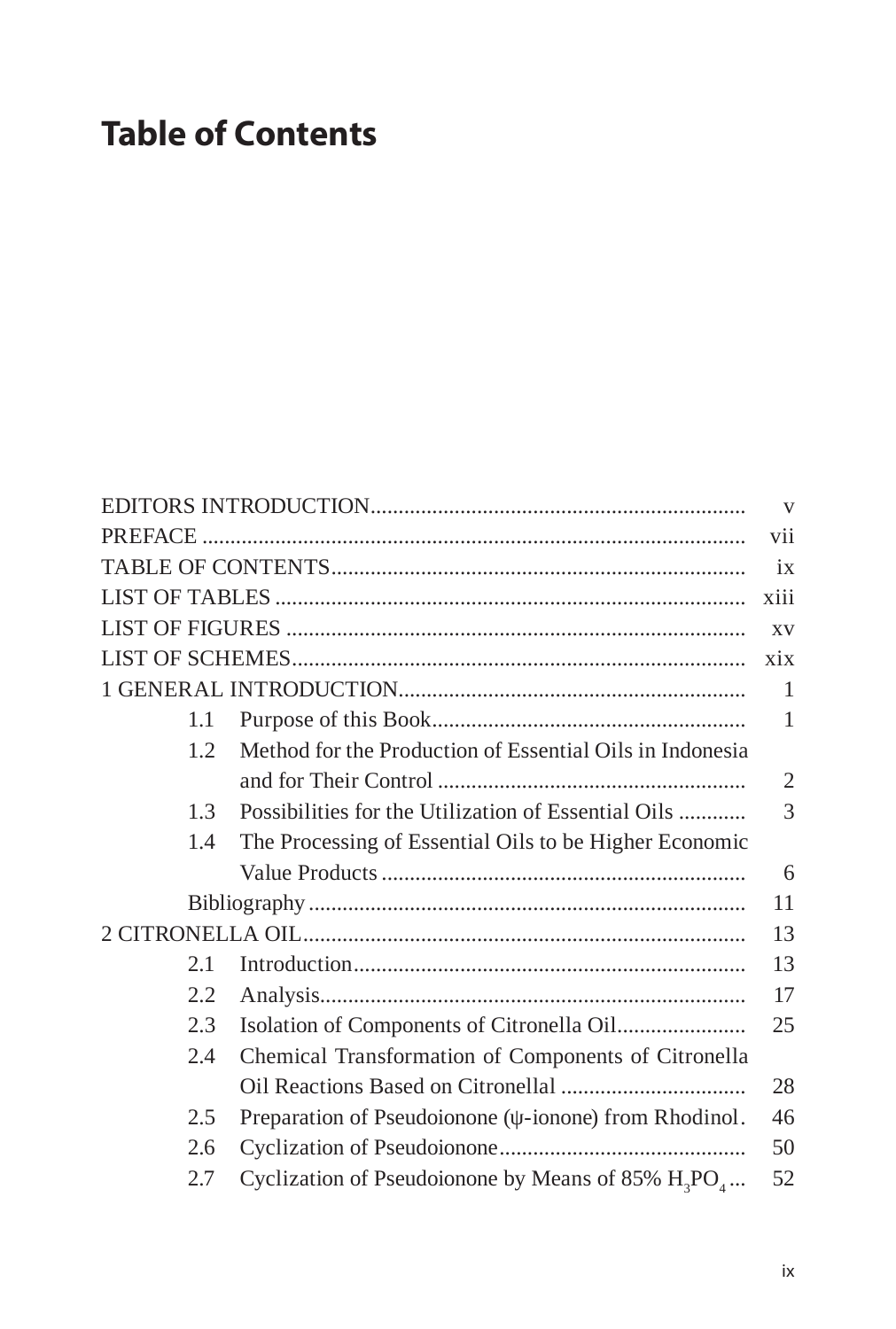# Table of Contents

| | | |
|---|---|---|
| EDITORS INTRODUCTION | | v |
| PREFACE | | vii |
| TABLE OF CONTENTS | | ix |
| LIST OF TABLES | | xiii |
| LIST OF FIGURES | | xv |
| LIST OF SCHEMES | | xix |
| 1 GENERAL INTRODUCTION | | 1 |
| 1.1 | Purpose of this Book | 1 |
| 1.2 | Method for the Production of Essential Oils in Indonesia and for Their Control | 2 |
| 1.3 | Possibilities for the Utilization of Essential Oils | 3 |
| 1.4 | The Processing of Essential Oils to be Higher Economic Value Products | 6 |
| | Bibliography | 11 |
| 2 CITRONELLA OIL | | 13 |
| 2.1 | Introduction | 13 |
| 2.2 | Analysis | 17 |
| 2.3 | Isolation of Components of Citronella Oil | 25 |
| 2.4 | Chemical Transformation of Components of Citronella Oil Reactions Based on Citronellal | 28 |
| 2.5 | Preparation of Pseudoionone (ψ-ionone) from Rhodinol | 46 |
| 2.6 | Cyclization of Pseudoionone | 50 |
| 2.7 | Cyclization of Pseudoionone by Means of 85% $H_3PO_4$ | 52 |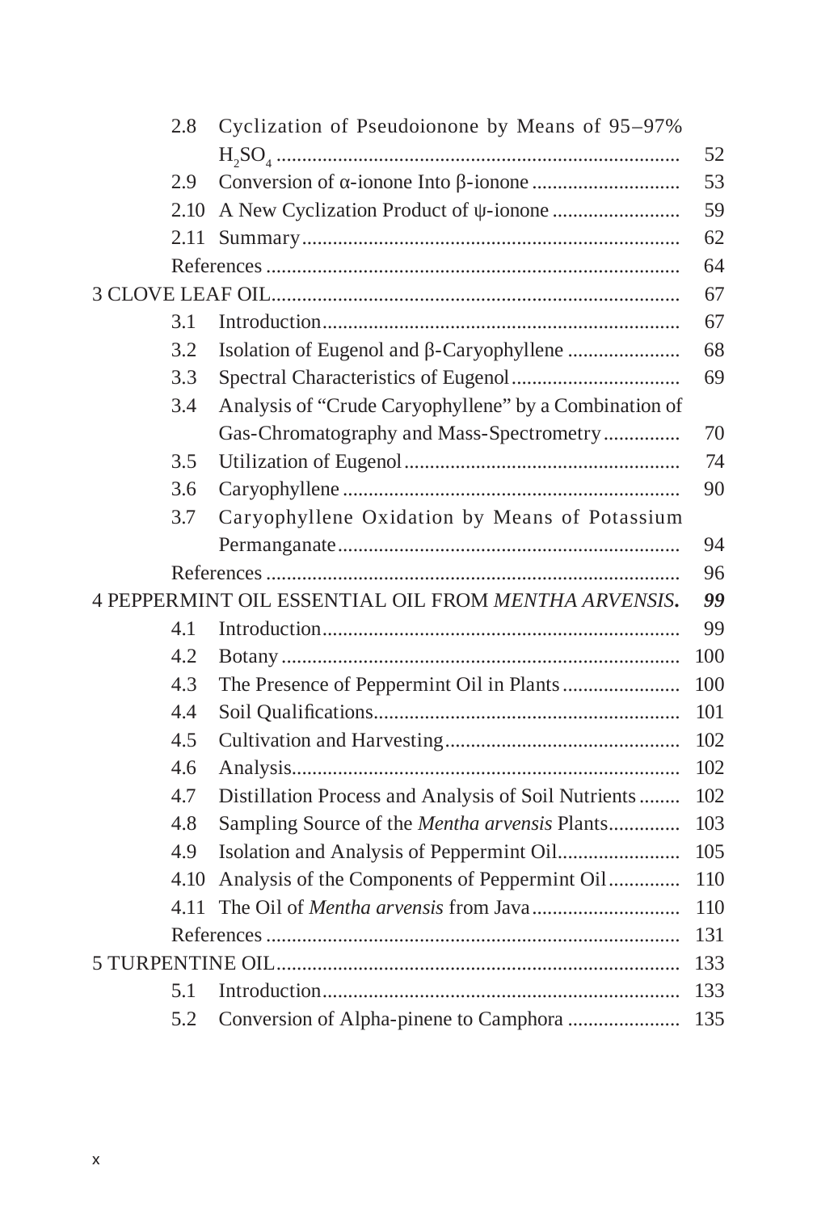2.8 Cyclization of Pseudoionone by Means of 95–97% $H_2SO_4$ .............................................................................. 52

2.9 Conversion of α-ionone Into β-ionone ............................ 53

2.10 A New Cyclization Product of ψ-ionone ......................... 59

2.11 Summary......................................................................... 62

References ................................................................................ 64

3 CLOVE LEAF OIL.............................................................................. 67

3.1 Introduction..................................................................... 67

3.2 Isolation of Eugenol and β-Caryophyllene ...................... 68

3.3 Spectral Characteristics of Eugenol................................. 69

3.4 Analysis of “Crude Caryophyllene” by a Combination of Gas-Chromatography and Mass-Spectrometry............... 70

3.5 Utilization of Eugenol..................................................... 74

3.6 Caryophyllene ................................................................. 90

3.7 Caryophyllene Oxidation by Means of Potassium Permanganate.................................................................. 94

References ................................................................................ 96

4 PEPPERMINT OIL ESSENTIAL OIL FROM *MENTHA ARVENSIS*. ***99***

4.1 Introduction..................................................................... 99

4.2 Botany ............................................................................. 100

4.3 The Presence of Peppermint Oil in Plants ....................... 100

4.4 Soil Qualifications........................................................... 101

4.5 Cultivation and Harvesting............................................. 102

4.6 Analysis........................................................................... 102

4.7 Distillation Process and Analysis of Soil Nutrients ........ 102

4.8 Sampling Source of the *Mentha arvensis* Plants.............. 103

4.9 Isolation and Analysis of Peppermint Oil........................ 105

4.10 Analysis of the Components of Peppermint Oil............. 110

4.11 The Oil of *Mentha arvensis* from Java ............................. 110

References ................................................................................ 131

5 TURPENTINE OIL.............................................................................. 133

5.1 Introduction..................................................................... 133

5.2 Conversion of Alpha-pinene to Camphora ...................... 135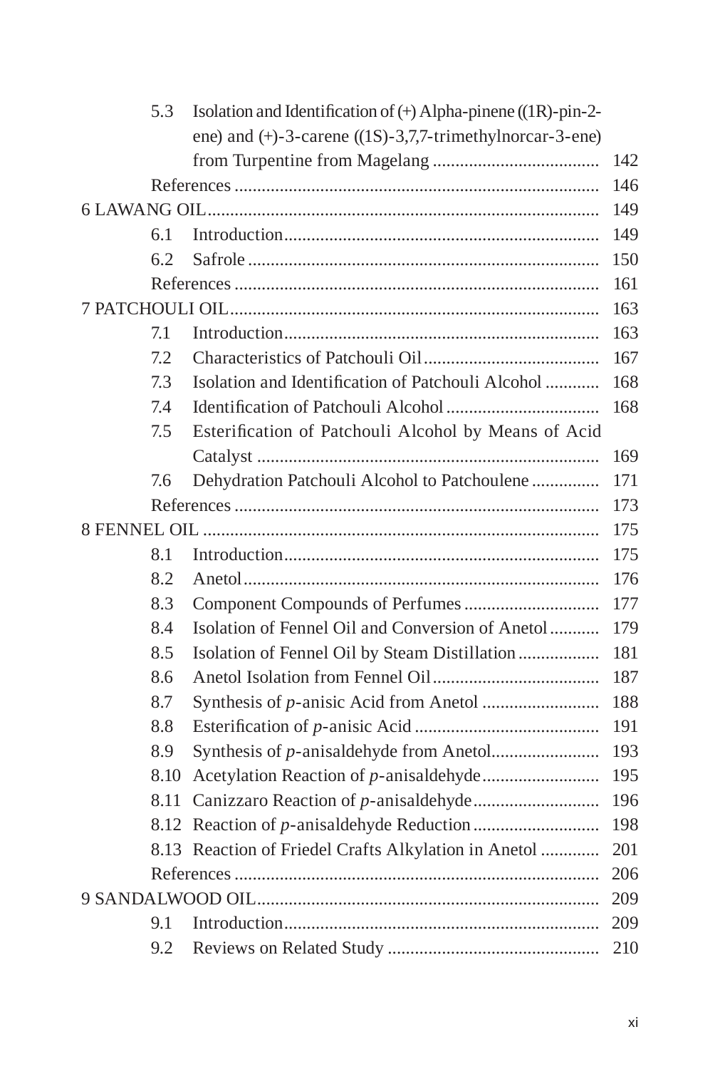5.3 Isolation and Identification of (+) Alpha-pinene ((1R)-pin-2-ene) and (+)-3-carene ((1S)-3,7,7-trimethylnorcar-3-ene) from Turpentine from Magelang ..................................... 142

References ................................................................................ 146

6 LAWANG OIL ..................................................................................... 149

6.1 Introduction ..................................................................... 149

6.2 Safrole ............................................................................. 150

References ................................................................................ 161

7 PATCHOULI OIL ................................................................................. 163

7.1 Introduction ..................................................................... 163

7.2 Characteristics of Patchouli Oil ....................................... 167

7.3 Isolation and Identification of Patchouli Alcohol ............ 168

7.4 Identification of Patchouli Alcohol .................................. 168

7.5 Esterification of Patchouli Alcohol by Means of Acid Catalyst ........................................................................... 169

7.6 Dehydration Patchouli Alcohol to Patchoulene ............... 171

References ................................................................................ 173

8 FENNEL OIL ....................................................................................... 175

8.1 Introduction ..................................................................... 175

8.2 Anetol .............................................................................. 176

8.3 Component Compounds of Perfumes .............................. 177

8.4 Isolation of Fennel Oil and Conversion of Anetol ........... 179

8.5 Isolation of Fennel Oil by Steam Distillation .................. 181

8.6 Anetol Isolation from Fennel Oil ..................................... 187

8.7 Synthesis of *p*-anisic Acid from Anetol .......................... 188

8.8 Esterification of *p*-anisic Acid ......................................... 191

8.9 Synthesis of *p*-anisaldehyde from Anetol ........................ 193

8.10 Acetylation Reaction of *p*-anisaldehyde .......................... 195

8.11 Canizzaro Reaction of *p*-anisaldehyde ............................ 196

8.12 Reaction of *p*-anisaldehyde Reduction ............................ 198

8.13 Reaction of Friedel Crafts Alkylation in Anetol ............. 201

References ................................................................................ 206

9 SANDALWOOD OIL ........................................................................... 209

9.1 Introduction ..................................................................... 209

9.2 Reviews on Related Study ............................................... 210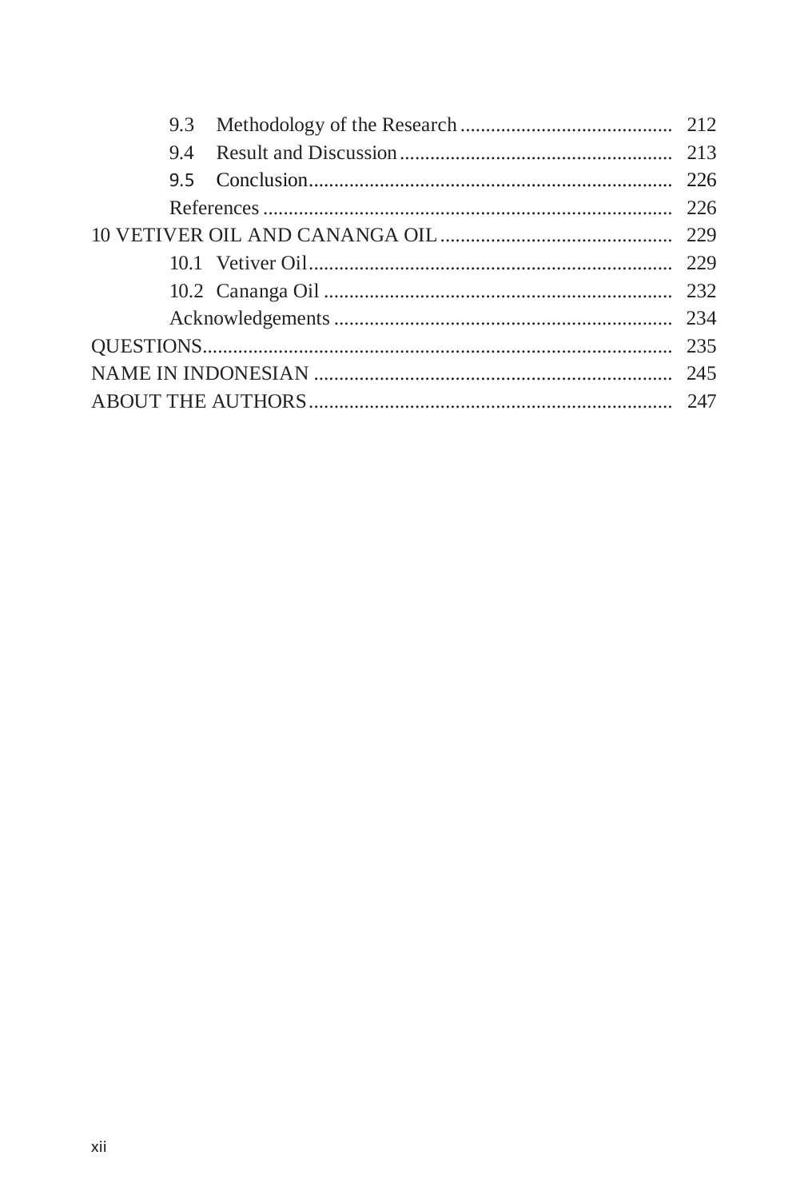9.3 Methodology of the Research ........................................ 212

9.4 Result and Discussion ........................................ 213

9.5 Conclusion ........................................ 226

References ........................................ 226

10 VETIVER OIL AND CANANGA OIL ........................................ 229

10.1 Vetiver Oil ........................................ 229

10.2 Cananga Oil ........................................ 232

Acknowledgements ........................................ 234

QUESTIONS ........................................ 235

NAME IN INDONESIAN ........................................ 245

ABOUT THE AUTHORS ........................................ 247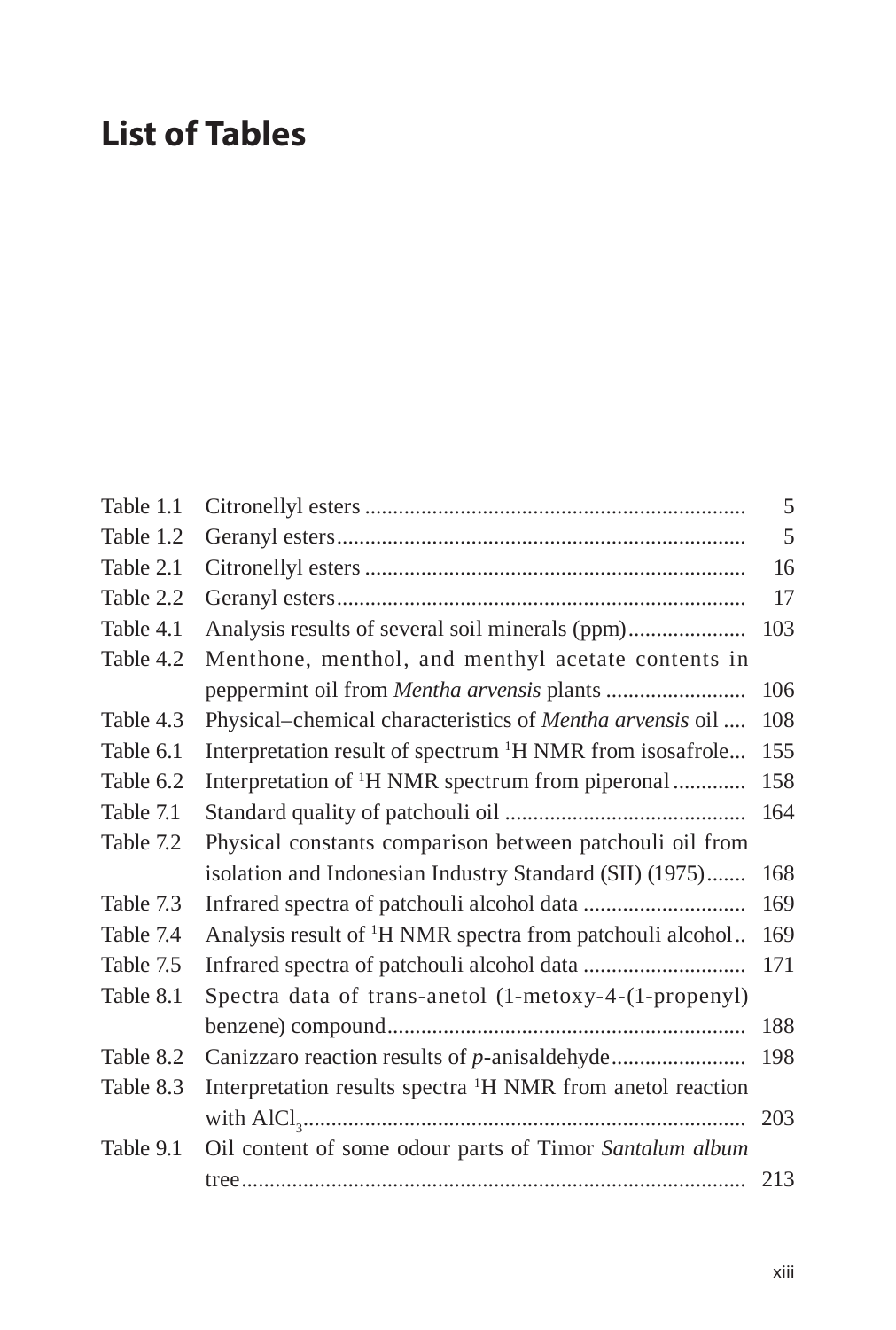# List of Tables

| | | |
|---|---|---|
| Table 1.1 | Citronellyl esters | 5 |
| Table 1.2 | Geranyl esters | 5 |
| Table 2.1 | Citronellyl esters | 16 |
| Table 2.2 | Geranyl esters | 17 |
| Table 4.1 | Analysis results of several soil minerals (ppm) | 103 |
| Table 4.2 | Menthone, menthol, and menthyl acetate contents in peppermint oil from *Mentha arvensis* plants | 106 |
| Table 4.3 | Physical–chemical characteristics of *Mentha arvensis* oil | 108 |
| Table 6.1 | Interpretation result of spectrum $^1$H NMR from isosafrole | 155 |
| Table 6.2 | Interpretation of $^1$H NMR spectrum from piperonal | 158 |
| Table 7.1 | Standard quality of patchouli oil | 164 |
| Table 7.2 | Physical constants comparison between patchouli oil from isolation and Indonesian Industry Standard (SII) (1975) | 168 |
| Table 7.3 | Infrared spectra of patchouli alcohol data | 169 |
| Table 7.4 | Analysis result of $^1$H NMR spectra from patchouli alcohol | 169 |
| Table 7.5 | Infrared spectra of patchouli alcohol data | 171 |
| Table 8.1 | Spectra data of trans-anetol (1-metoxy-4-(1-propenyl) benzene) compound | 188 |
| Table 8.2 | Canizzaro reaction results of *p*-anisaldehyde | 198 |
| Table 8.3 | Interpretation results spectra $^1$H NMR from anetol reaction with $AlCl_3$ | 203 |
| Table 9.1 | Oil content of some odour parts of Timor *Santalum album* tree | 213 |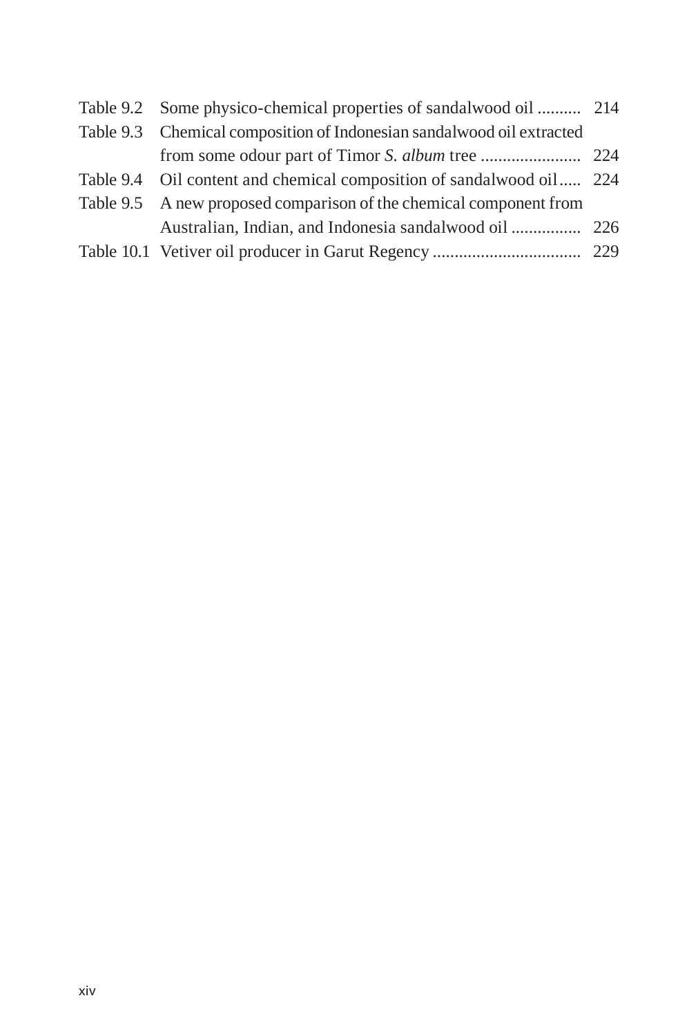Table 9.2 Some physico-chemical properties of sandalwood oil .......... 214

Table 9.3 Chemical composition of Indonesian sandalwood oil extracted from some odour part of Timor *S. album* tree ....................... 224

Table 9.4 Oil content and chemical composition of sandalwood oil..... 224

Table 9.5 A new proposed comparison of the chemical component from Australian, Indian, and Indonesia sandalwood oil ................ 226

Table 10.1 Vetiver oil producer in Garut Regency .................................. 229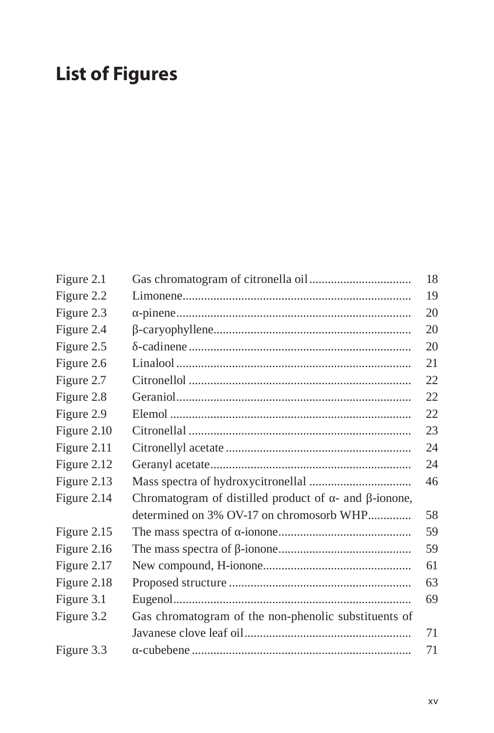# List of Figures

| | | |
|---|---|---|
| Figure 2.1 | Gas chromatogram of citronella oil | 18 |
| Figure 2.2 | Limonene | 19 |
| Figure 2.3 | α-pinene | 20 |
| Figure 2.4 | β-caryophyllene | 20 |
| Figure 2.5 | δ-cadinene | 20 |
| Figure 2.6 | Linalool | 21 |
| Figure 2.7 | Citronellol | 22 |
| Figure 2.8 | Geraniol | 22 |
| Figure 2.9 | Elemol | 22 |
| Figure 2.10 | Citronellal | 23 |
| Figure 2.11 | Citronellyl acetate | 24 |
| Figure 2.12 | Geranyl acetate | 24 |
| Figure 2.13 | Mass spectra of hydroxycitronellal | 46 |
| Figure 2.14 | Chromatogram of distilled product of α- and β-ionone, determined on 3% OV-17 on chromosorb WHP | 58 |
| Figure 2.15 | The mass spectra of α-ionone | 59 |
| Figure 2.16 | The mass spectra of β-ionone | 59 |
| Figure 2.17 | New compound, H-ionone | 61 |
| Figure 2.18 | Proposed structure | 63 |
| Figure 3.1 | Eugenol | 69 |
| Figure 3.2 | Gas chromatogram of the non-phenolic substituents of Javanese clove leaf oil | 71 |
| Figure 3.3 | α-cubebene | 71 |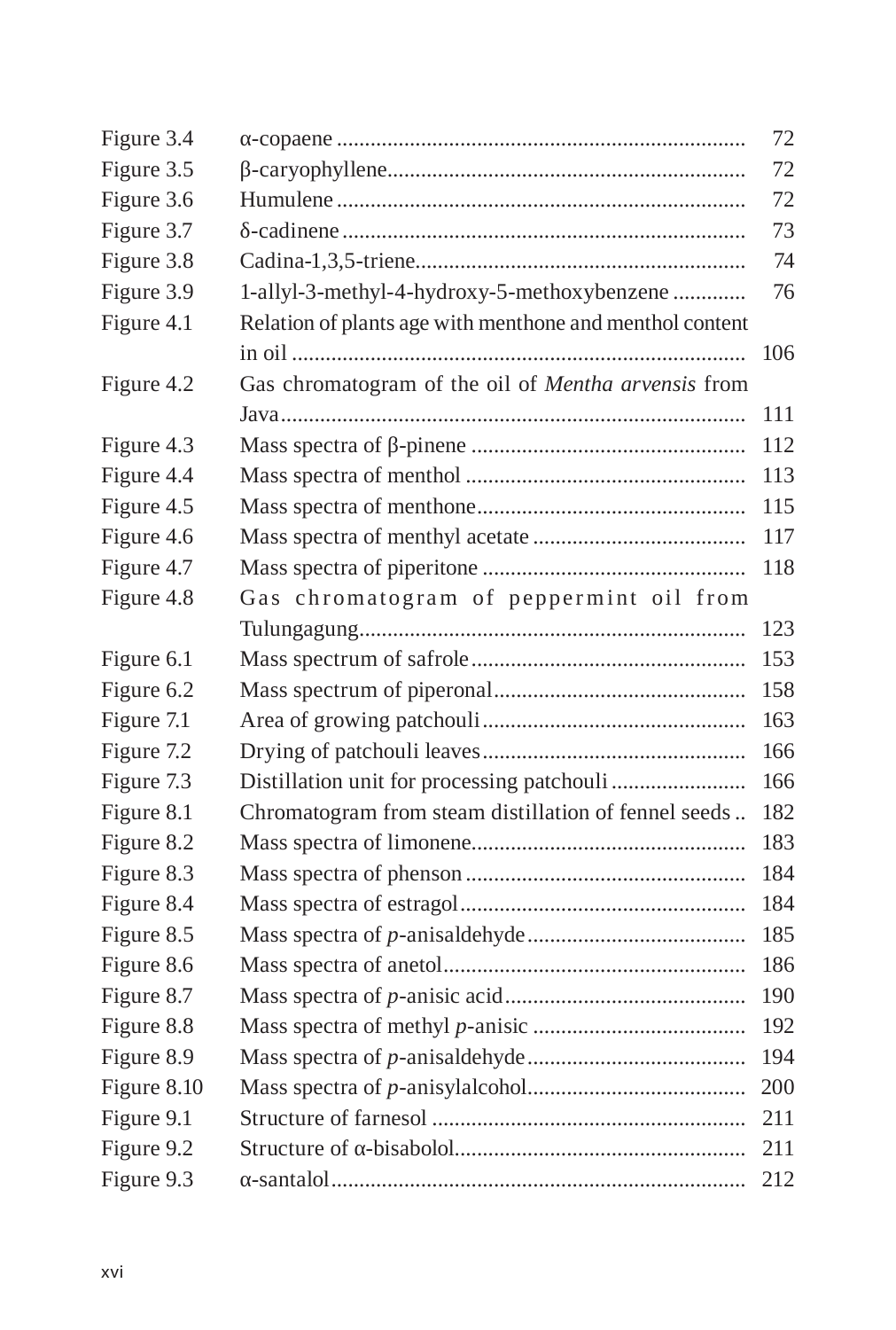| | | |
|---|---|---|
| Figure 3.4 | α-copaene | 72 |
| Figure 3.5 | β-caryophyllene | 72 |
| Figure 3.6 | Humulene | 72 |
| Figure 3.7 | δ-cadinene | 73 |
| Figure 3.8 | Cadina-1,3,5-triene | 74 |
| Figure 3.9 | 1-allyl-3-methyl-4-hydroxy-5-methoxybenzene | 76 |
| Figure 4.1 | Relation of plants age with menthone and menthol content in oil | 106 |
| Figure 4.2 | Gas chromatogram of the oil of *Mentha arvensis* from Java | 111 |
| Figure 4.3 | Mass spectra of β-pinene | 112 |
| Figure 4.4 | Mass spectra of menthol | 113 |
| Figure 4.5 | Mass spectra of menthone | 115 |
| Figure 4.6 | Mass spectra of menthyl acetate | 117 |
| Figure 4.7 | Mass spectra of piperitone | 118 |
| Figure 4.8 | Gas chromatogram of peppermint oil from Tulungagung | 123 |
| Figure 6.1 | Mass spectrum of safrole | 153 |
| Figure 6.2 | Mass spectrum of piperonal | 158 |
| Figure 7.1 | Area of growing patchouli | 163 |
| Figure 7.2 | Drying of patchouli leaves | 166 |
| Figure 7.3 | Distillation unit for processing patchouli | 166 |
| Figure 8.1 | Chromatogram from steam distillation of fennel seeds | 182 |
| Figure 8.2 | Mass spectra of limonene | 183 |
| Figure 8.3 | Mass spectra of phenson | 184 |
| Figure 8.4 | Mass spectra of estragol | 184 |
| Figure 8.5 | Mass spectra of *p*-anisaldehyde | 185 |
| Figure 8.6 | Mass spectra of anetol | 186 |
| Figure 8.7 | Mass spectra of *p*-anisic acid | 190 |
| Figure 8.8 | Mass spectra of methyl *p*-anisic | 192 |
| Figure 8.9 | Mass spectra of *p*-anisaldehyde | 194 |
| Figure 8.10 | Mass spectra of *p*-anisylalcohol | 200 |
| Figure 9.1 | Structure of farnesol | 211 |
| Figure 9.2 | Structure of α-bisabolol | 211 |
| Figure 9.3 | α-santalol | 212 |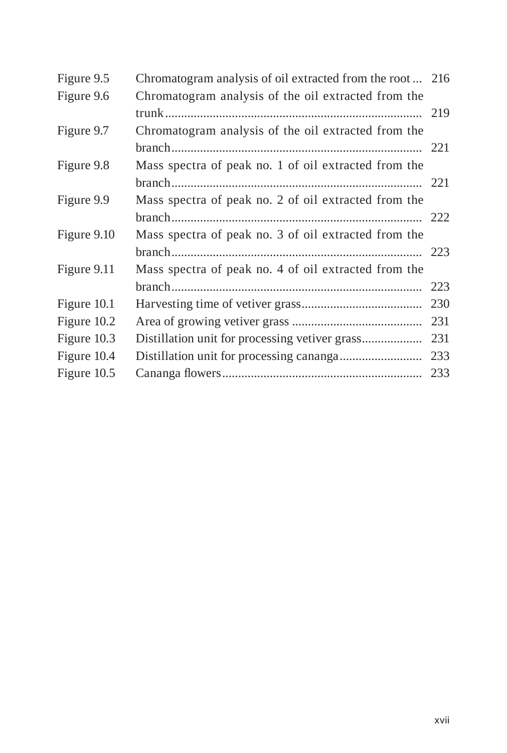| | | |
|---|---|---|
| Figure 9.5 | Chromatogram analysis of oil extracted from the root | 216 |
| Figure 9.6 | Chromatogram analysis of the oil extracted from the trunk | 219 |
| Figure 9.7 | Chromatogram analysis of the oil extracted from the branch | 221 |
| Figure 9.8 | Mass spectra of peak no. 1 of oil extracted from the branch | 221 |
| Figure 9.9 | Mass spectra of peak no. 2 of oil extracted from the branch | 222 |
| Figure 9.10 | Mass spectra of peak no. 3 of oil extracted from the branch | 223 |
| Figure 9.11 | Mass spectra of peak no. 4 of oil extracted from the branch | 223 |
| Figure 10.1 | Harvesting time of vetiver grass | 230 |
| Figure 10.2 | Area of growing vetiver grass | 231 |
| Figure 10.3 | Distillation unit for processing vetiver grass | 231 |
| Figure 10.4 | Distillation unit for processing cananga | 233 |
| Figure 10.5 | Cananga flowers | 233 |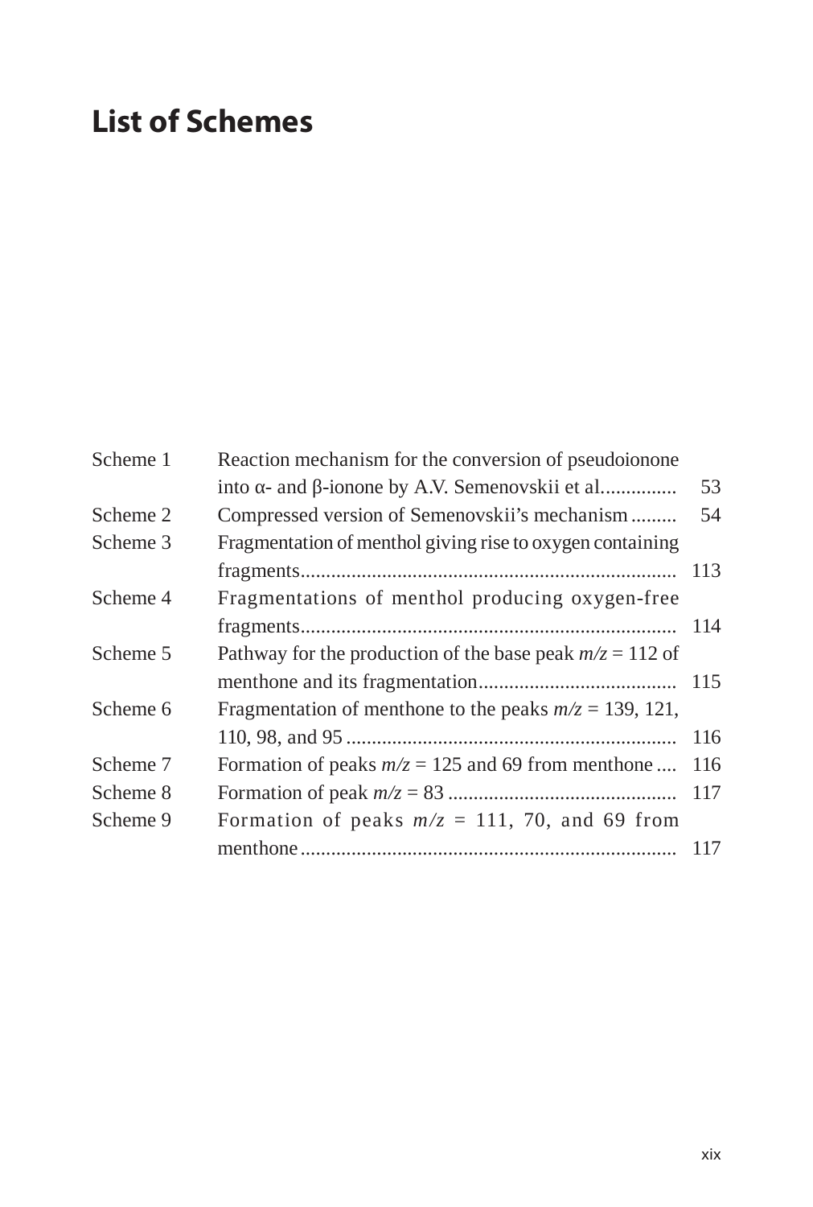# List of Schemes

| | | |
|---|---|---|
| Scheme 1 | Reaction mechanism for the conversion of pseudoionone into α- and β-ionone by A.V. Semenovskii et al. | 53 |
| Scheme 2 | Compressed version of Semenovskii's mechanism | 54 |
| Scheme 3 | Fragmentation of menthol giving rise to oxygen containing fragments | 113 |
| Scheme 4 | Fragmentations of menthol producing oxygen-free fragments | 114 |
| Scheme 5 | Pathway for the production of the base peak $m/z = 112$ of menthone and its fragmentation | 115 |
| Scheme 6 | Fragmentation of menthone to the peaks $m/z = 139$, 121, 110, 98, and 95 | 116 |
| Scheme 7 | Formation of peaks $m/z = 125$ and 69 from menthone | 116 |
| Scheme 8 | Formation of peak $m/z = 83$ | 117 |
| Scheme 9 | Formation of peaks $m/z = 111$, 70, and 69 from menthone | 117 |